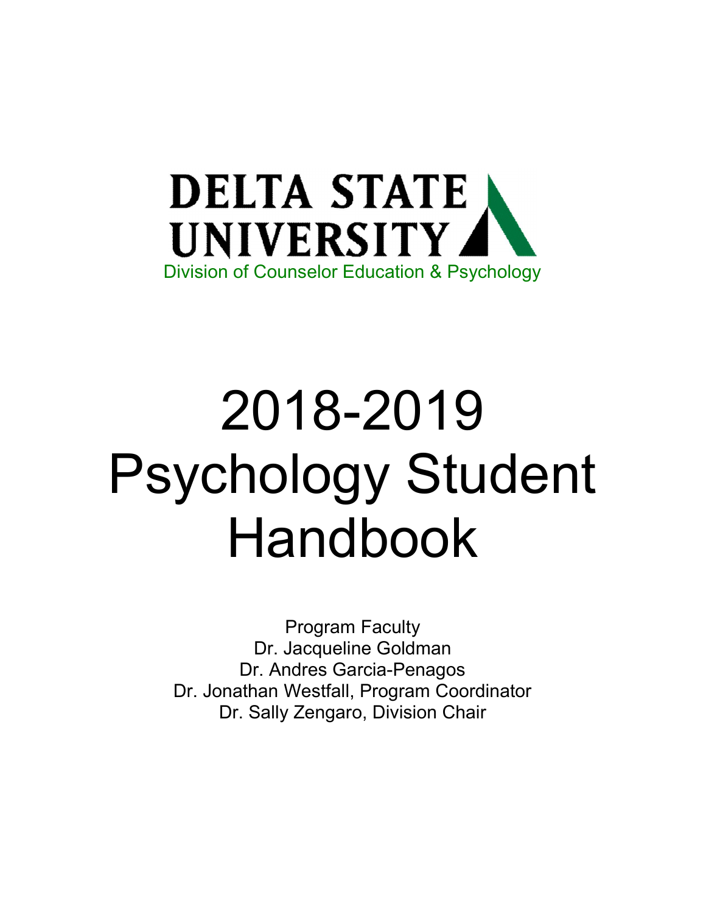DELTA STATE UNIVERSITY

Division of Counselor Education & Psychology

# 2018-2019 Psychology Student Handbook

Program Faculty

Dr. Jacqueline Goldman

Dr. Andres Garcia-Penagos

Dr. Jonathan Westfall, Program Coordinator

Dr. Sally Zengaro, Division Chair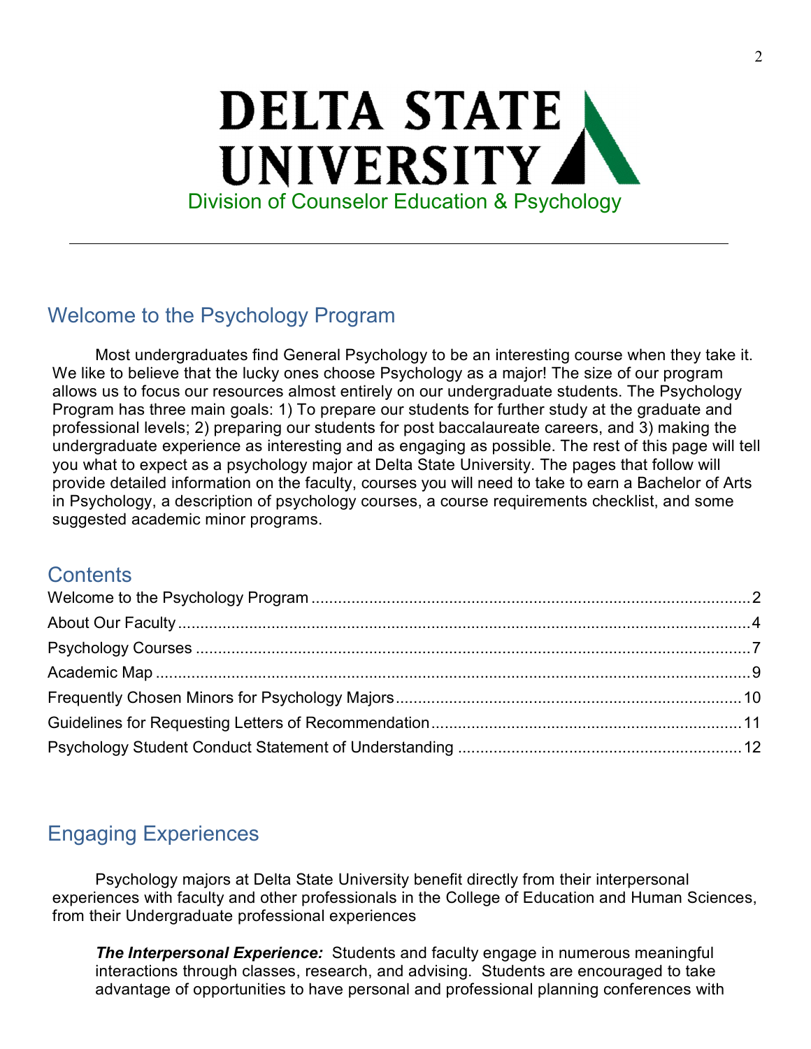# DELTA STATE UNIVERSITY

Division of Counselor Education & Psychology

---

## Welcome to the Psychology Program

Most undergraduates find General Psychology to be an interesting course when they take it. We like to believe that the lucky ones choose Psychology as a major! The size of our program allows us to focus our resources almost entirely on our undergraduate students. The Psychology Program has three main goals: 1) To prepare our students for further study at the graduate and professional levels; 2) preparing our students for post baccalaureate careers, and 3) making the undergraduate experience as interesting and as engaging as possible. The rest of this page will tell you what to expect as a psychology major at Delta State University. The pages that follow will provide detailed information on the faculty, courses you will need to take to earn a Bachelor of Arts in Psychology, a description of psychology courses, a course requirements checklist, and some suggested academic minor programs.

## Contents

Welcome to the Psychology Program ........ 2
About Our Faculty ........ 4
Psychology Courses ........ 7
Academic Map ........ 9
Frequently Chosen Minors for Psychology Majors ........ 10
Guidelines for Requesting Letters of Recommendation ........ 11
Psychology Student Conduct Statement of Understanding ........ 12

## Engaging Experiences

Psychology majors at Delta State University benefit directly from their interpersonal experiences with faculty and other professionals in the College of Education and Human Sciences, from their Undergraduate professional experiences

***The Interpersonal Experience:*** Students and faculty engage in numerous meaningful interactions through classes, research, and advising. Students are encouraged to take advantage of opportunities to have personal and professional planning conferences with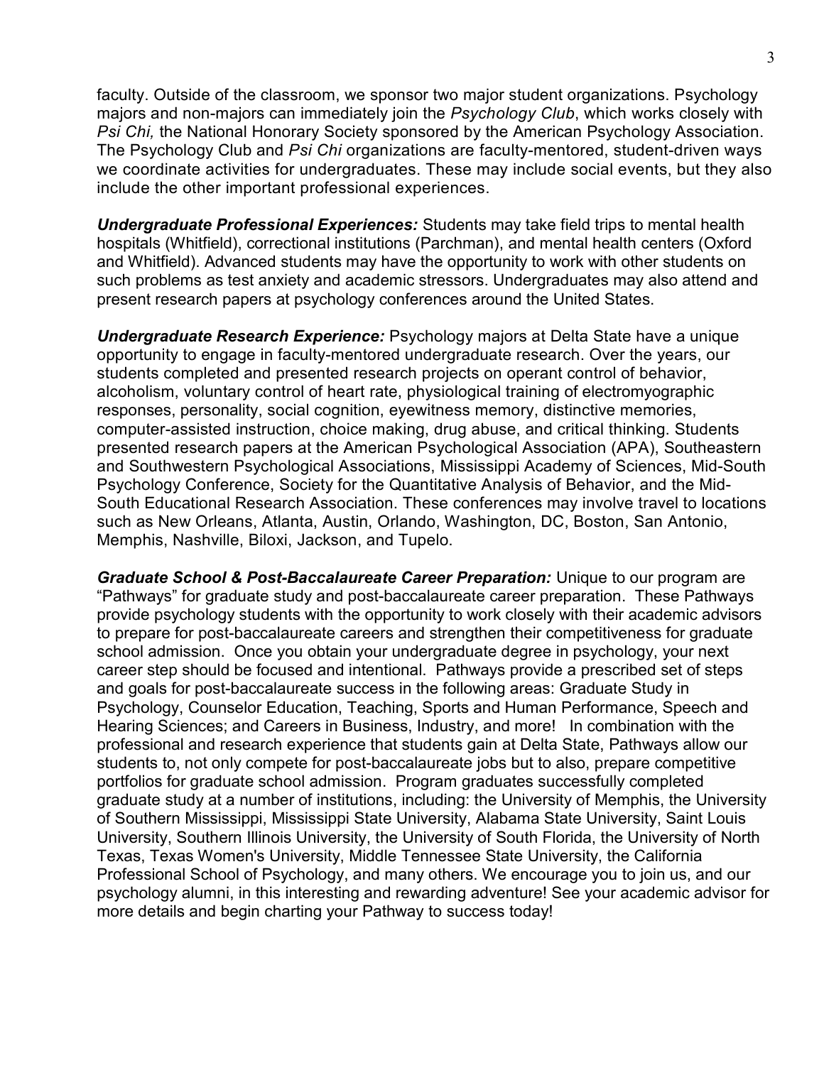faculty. Outside of the classroom, we sponsor two major student organizations. Psychology majors and non-majors can immediately join the *Psychology Club*, which works closely with *Psi Chi,* the National Honorary Society sponsored by the American Psychology Association. The Psychology Club and *Psi Chi* organizations are faculty-mentored, student-driven ways we coordinate activities for undergraduates. These may include social events, but they also include the other important professional experiences.

***Undergraduate Professional Experiences:*** Students may take field trips to mental health hospitals (Whitfield), correctional institutions (Parchman), and mental health centers (Oxford and Whitfield). Advanced students may have the opportunity to work with other students on such problems as test anxiety and academic stressors. Undergraduates may also attend and present research papers at psychology conferences around the United States.

***Undergraduate Research Experience:*** Psychology majors at Delta State have a unique opportunity to engage in faculty-mentored undergraduate research. Over the years, our students completed and presented research projects on operant control of behavior, alcoholism, voluntary control of heart rate, physiological training of electromyographic responses, personality, social cognition, eyewitness memory, distinctive memories, computer-assisted instruction, choice making, drug abuse, and critical thinking. Students presented research papers at the American Psychological Association (APA), Southeastern and Southwestern Psychological Associations, Mississippi Academy of Sciences, Mid-South Psychology Conference, Society for the Quantitative Analysis of Behavior, and the Mid-South Educational Research Association. These conferences may involve travel to locations such as New Orleans, Atlanta, Austin, Orlando, Washington, DC, Boston, San Antonio, Memphis, Nashville, Biloxi, Jackson, and Tupelo.

***Graduate School & Post-Baccalaureate Career Preparation:*** Unique to our program are "Pathways" for graduate study and post-baccalaureate career preparation. These Pathways provide psychology students with the opportunity to work closely with their academic advisors to prepare for post-baccalaureate careers and strengthen their competitiveness for graduate school admission. Once you obtain your undergraduate degree in psychology, your next career step should be focused and intentional. Pathways provide a prescribed set of steps and goals for post-baccalaureate success in the following areas: Graduate Study in Psychology, Counselor Education, Teaching, Sports and Human Performance, Speech and Hearing Sciences; and Careers in Business, Industry, and more! In combination with the professional and research experience that students gain at Delta State, Pathways allow our students to, not only compete for post-baccalaureate jobs but to also, prepare competitive portfolios for graduate school admission. Program graduates successfully completed graduate study at a number of institutions, including: the University of Memphis, the University of Southern Mississippi, Mississippi State University, Alabama State University, Saint Louis University, Southern Illinois University, the University of South Florida, the University of North Texas, Texas Women's University, Middle Tennessee State University, the California Professional School of Psychology, and many others. We encourage you to join us, and our psychology alumni, in this interesting and rewarding adventure! See your academic advisor for more details and begin charting your Pathway to success today!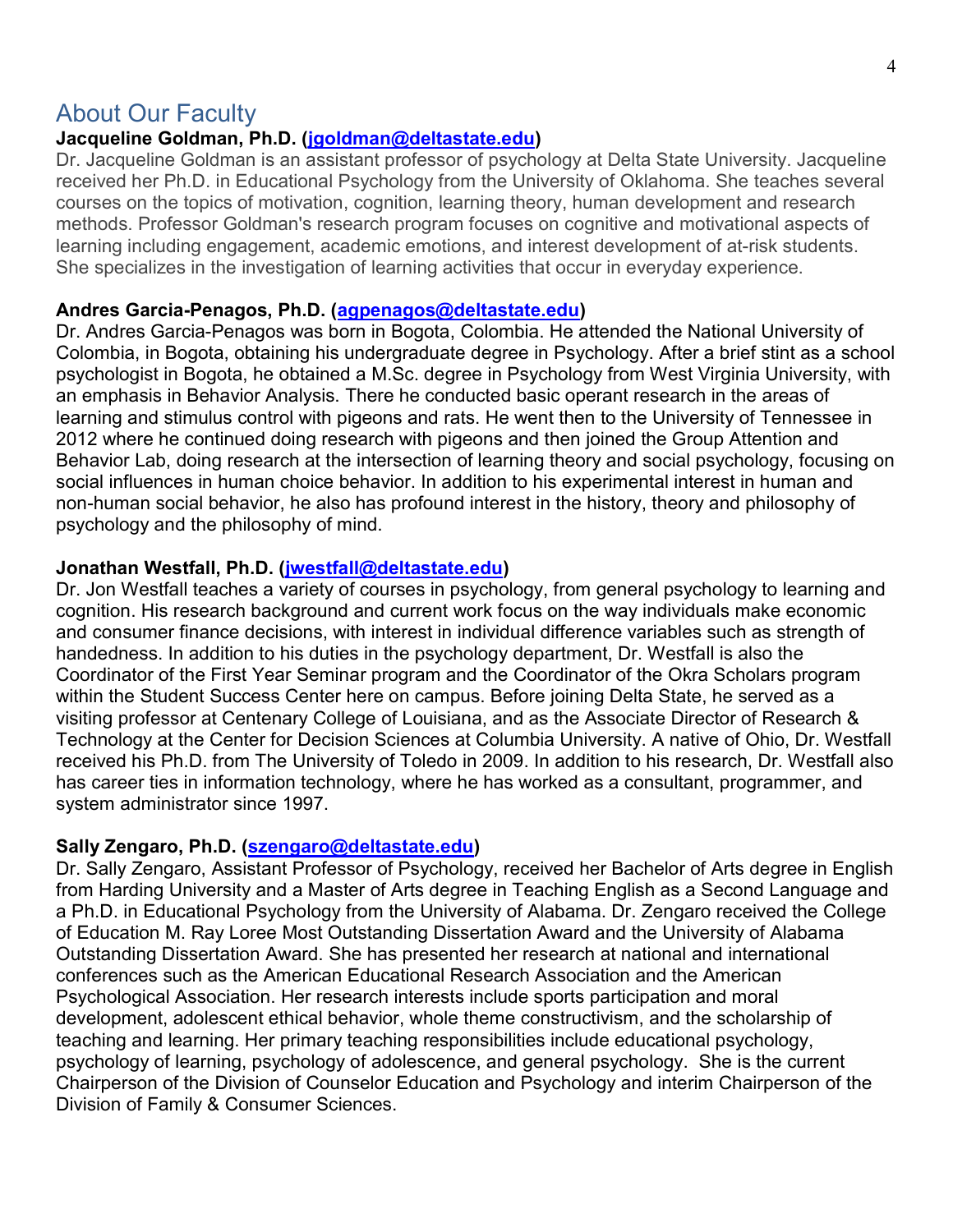## About Our Faculty

**Jacqueline Goldman, Ph.D. (jgoldman@deltastate.edu)**

Dr. Jacqueline Goldman is an assistant professor of psychology at Delta State University. Jacqueline received her Ph.D. in Educational Psychology from the University of Oklahoma. She teaches several courses on the topics of motivation, cognition, learning theory, human development and research methods. Professor Goldman's research program focuses on cognitive and motivational aspects of learning including engagement, academic emotions, and interest development of at-risk students. She specializes in the investigation of learning activities that occur in everyday experience.

**Andres Garcia-Penagos, Ph.D. (agpenagos@deltastate.edu)**

Dr. Andres Garcia-Penagos was born in Bogota, Colombia. He attended the National University of Colombia, in Bogota, obtaining his undergraduate degree in Psychology. After a brief stint as a school psychologist in Bogota, he obtained a M.Sc. degree in Psychology from West Virginia University, with an emphasis in Behavior Analysis. There he conducted basic operant research in the areas of learning and stimulus control with pigeons and rats. He went then to the University of Tennessee in 2012 where he continued doing research with pigeons and then joined the Group Attention and Behavior Lab, doing research at the intersection of learning theory and social psychology, focusing on social influences in human choice behavior. In addition to his experimental interest in human and non-human social behavior, he also has profound interest in the history, theory and philosophy of psychology and the philosophy of mind.

**Jonathan Westfall, Ph.D. (jwestfall@deltastate.edu)**

Dr. Jon Westfall teaches a variety of courses in psychology, from general psychology to learning and cognition. His research background and current work focus on the way individuals make economic and consumer finance decisions, with interest in individual difference variables such as strength of handedness. In addition to his duties in the psychology department, Dr. Westfall is also the Coordinator of the First Year Seminar program and the Coordinator of the Okra Scholars program within the Student Success Center here on campus. Before joining Delta State, he served as a visiting professor at Centenary College of Louisiana, and as the Associate Director of Research & Technology at the Center for Decision Sciences at Columbia University. A native of Ohio, Dr. Westfall received his Ph.D. from The University of Toledo in 2009. In addition to his research, Dr. Westfall also has career ties in information technology, where he has worked as a consultant, programmer, and system administrator since 1997.

**Sally Zengaro, Ph.D. (szengaro@deltastate.edu)**

Dr. Sally Zengaro, Assistant Professor of Psychology, received her Bachelor of Arts degree in English from Harding University and a Master of Arts degree in Teaching English as a Second Language and a Ph.D. in Educational Psychology from the University of Alabama. Dr. Zengaro received the College of Education M. Ray Loree Most Outstanding Dissertation Award and the University of Alabama Outstanding Dissertation Award. She has presented her research at national and international conferences such as the American Educational Research Association and the American Psychological Association. Her research interests include sports participation and moral development, adolescent ethical behavior, whole theme constructivism, and the scholarship of teaching and learning. Her primary teaching responsibilities include educational psychology, psychology of learning, psychology of adolescence, and general psychology. She is the current Chairperson of the Division of Counselor Education and Psychology and interim Chairperson of the Division of Family & Consumer Sciences.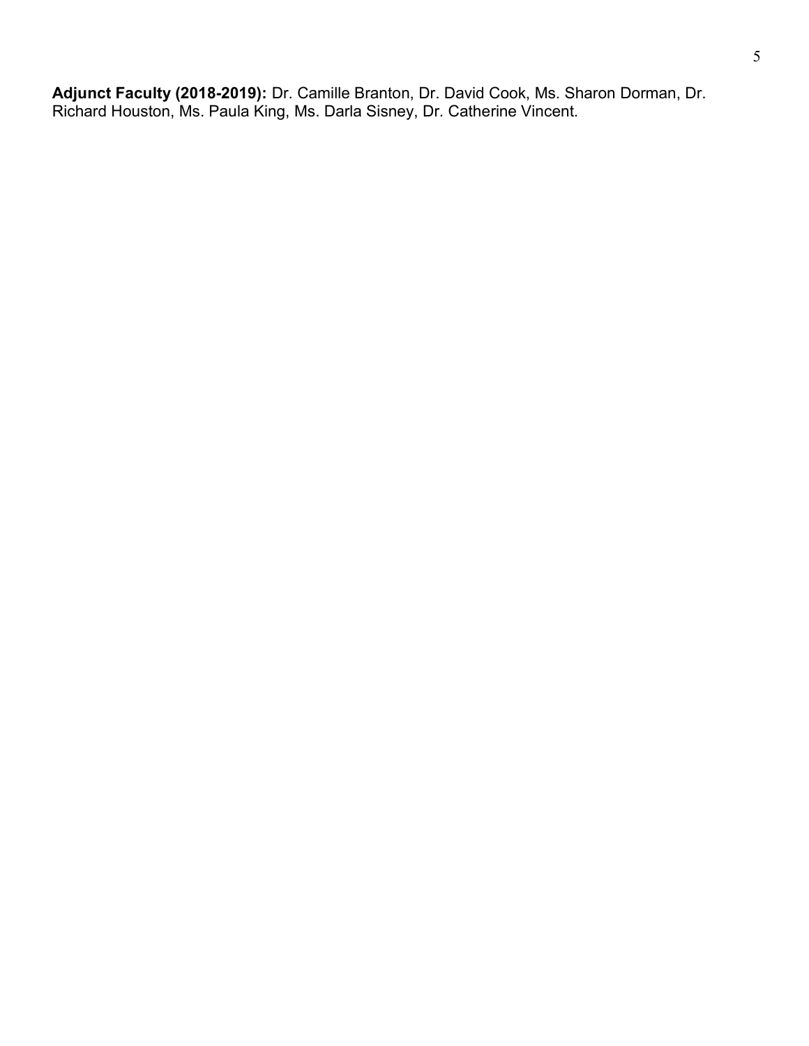**Adjunct Faculty (2018-2019):** Dr. Camille Branton, Dr. David Cook, Ms. Sharon Dorman, Dr. Richard Houston, Ms. Paula King, Ms. Darla Sisney, Dr. Catherine Vincent.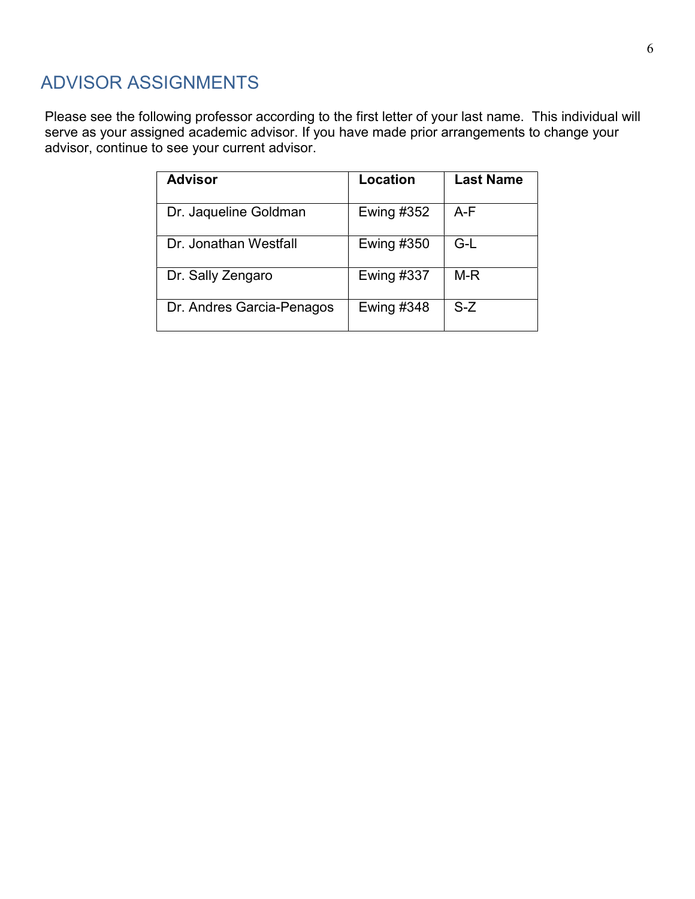## ADVISOR ASSIGNMENTS

Please see the following professor according to the first letter of your last name. This individual will serve as your assigned academic advisor. If you have made prior arrangements to change your advisor, continue to see your current advisor.

| Advisor | Location | Last Name |
|---|---|---|
| Dr. Jaqueline Goldman | Ewing #352 | A-F |
| Dr. Jonathan Westfall | Ewing #350 | G-L |
| Dr. Sally Zengaro | Ewing #337 | M-R |
| Dr. Andres Garcia-Penagos | Ewing #348 | S-Z |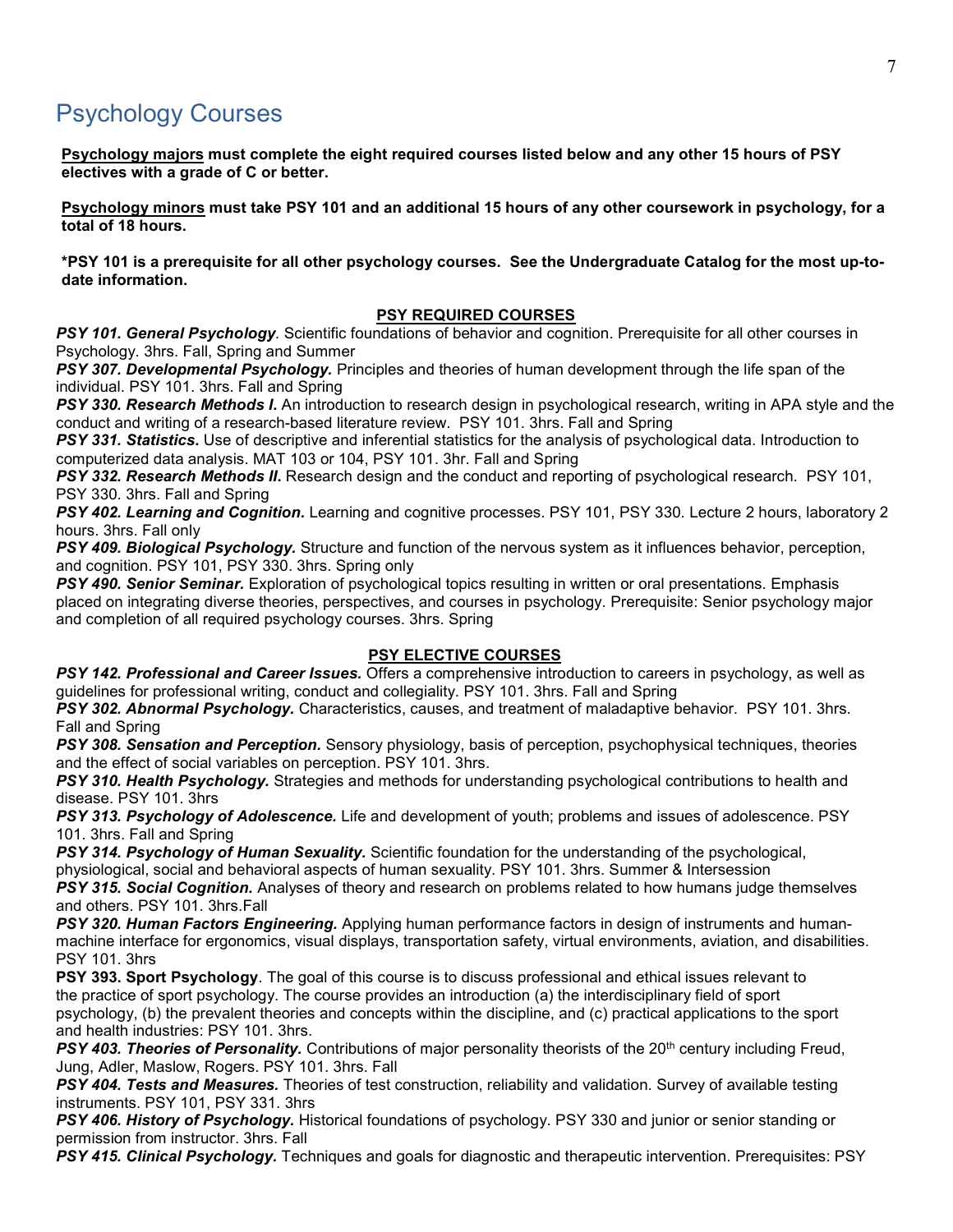# Psychology Courses

**Psychology majors must complete the eight required courses listed below and any other 15 hours of PSY electives with a grade of C or better.**

**Psychology minors must take PSY 101 and an additional 15 hours of any other coursework in psychology, for a total of 18 hours.**

***PSY 101 is a prerequisite for all other psychology courses. See the Undergraduate Catalog for the most up-to-date information.**

## PSY REQUIRED COURSES

***PSY 101. General Psychology*.** Scientific foundations of behavior and cognition. Prerequisite for all other courses in Psychology. 3hrs. Fall, Spring and Summer

***PSY 307. Developmental Psychology.*** Principles and theories of human development through the life span of the individual. PSY 101. 3hrs. Fall and Spring

***PSY 330. Research Methods I.*** An introduction to research design in psychological research, writing in APA style and the conduct and writing of a research-based literature review. PSY 101. 3hrs. Fall and Spring

***PSY 331. Statistics.*** Use of descriptive and inferential statistics for the analysis of psychological data. Introduction to computerized data analysis. MAT 103 or 104, PSY 101. 3hr. Fall and Spring

***PSY 332. Research Methods II.*** Research design and the conduct and reporting of psychological research. PSY 101, PSY 330. 3hrs. Fall and Spring

***PSY 402. Learning and Cognition.*** Learning and cognitive processes. PSY 101, PSY 330. Lecture 2 hours, laboratory 2 hours. 3hrs. Fall only

***PSY 409. Biological Psychology.*** Structure and function of the nervous system as it influences behavior, perception, and cognition. PSY 101, PSY 330. 3hrs. Spring only

***PSY 490. Senior Seminar.*** Exploration of psychological topics resulting in written or oral presentations. Emphasis placed on integrating diverse theories, perspectives, and courses in psychology. Prerequisite: Senior psychology major and completion of all required psychology courses. 3hrs. Spring

## PSY ELECTIVE COURSES

***PSY 142. Professional and Career Issues.*** Offers a comprehensive introduction to careers in psychology, as well as guidelines for professional writing, conduct and collegiality. PSY 101. 3hrs. Fall and Spring

***PSY 302. Abnormal Psychology.*** Characteristics, causes, and treatment of maladaptive behavior. PSY 101. 3hrs. Fall and Spring

***PSY 308. Sensation and Perception.*** Sensory physiology, basis of perception, psychophysical techniques, theories and the effect of social variables on perception. PSY 101. 3hrs.

***PSY 310. Health Psychology.*** Strategies and methods for understanding psychological contributions to health and disease. PSY 101. 3hrs

***PSY 313. Psychology of Adolescence.*** Life and development of youth; problems and issues of adolescence. PSY 101. 3hrs. Fall and Spring

***PSY 314. Psychology of Human Sexuality.*** Scientific foundation for the understanding of the psychological, physiological, social and behavioral aspects of human sexuality. PSY 101. 3hrs. Summer & Intersession

***PSY 315. Social Cognition.*** Analyses of theory and research on problems related to how humans judge themselves and others. PSY 101. 3hrs.Fall

***PSY 320. Human Factors Engineering.*** Applying human performance factors in design of instruments and human-machine interface for ergonomics, visual displays, transportation safety, virtual environments, aviation, and disabilities. PSY 101. 3hrs

**PSY 393. Sport Psychology**. The goal of this course is to discuss professional and ethical issues relevant to the practice of sport psychology. The course provides an introduction (a) the interdisciplinary field of sport psychology, (b) the prevalent theories and concepts within the discipline, and (c) practical applications to the sport and health industries: PSY 101. 3hrs.

***PSY 403. Theories of Personality.*** Contributions of major personality theorists of the 20th century including Freud, Jung, Adler, Maslow, Rogers. PSY 101. 3hrs. Fall

***PSY 404. Tests and Measures.*** Theories of test construction, reliability and validation. Survey of available testing instruments. PSY 101, PSY 331. 3hrs

***PSY 406. History of Psychology.*** Historical foundations of psychology. PSY 330 and junior or senior standing or permission from instructor. 3hrs. Fall

***PSY 415. Clinical Psychology.*** Techniques and goals for diagnostic and therapeutic intervention. Prerequisites: PSY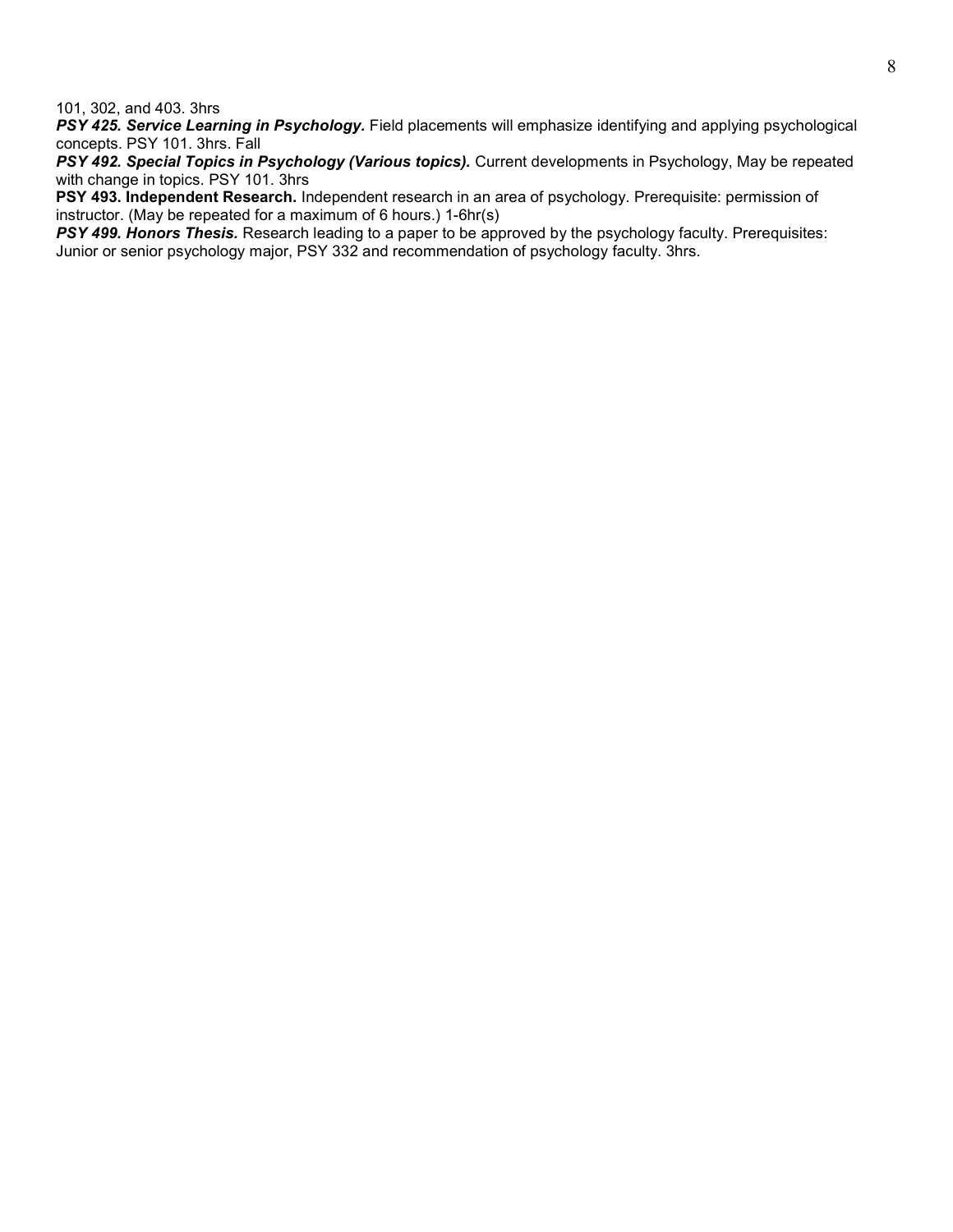101, 302, and 403. 3hrs

***PSY 425. Service Learning in Psychology.*** Field placements will emphasize identifying and applying psychological concepts. PSY 101. 3hrs. Fall

***PSY 492. Special Topics in Psychology (Various topics).*** Current developments in Psychology, May be repeated with change in topics. PSY 101. 3hrs

**PSY 493. Independent Research.** Independent research in an area of psychology. Prerequisite: permission of instructor. (May be repeated for a maximum of 6 hours.) 1-6hr(s)

***PSY 499. Honors Thesis.*** Research leading to a paper to be approved by the psychology faculty. Prerequisites: Junior or senior psychology major, PSY 332 and recommendation of psychology faculty. 3hrs.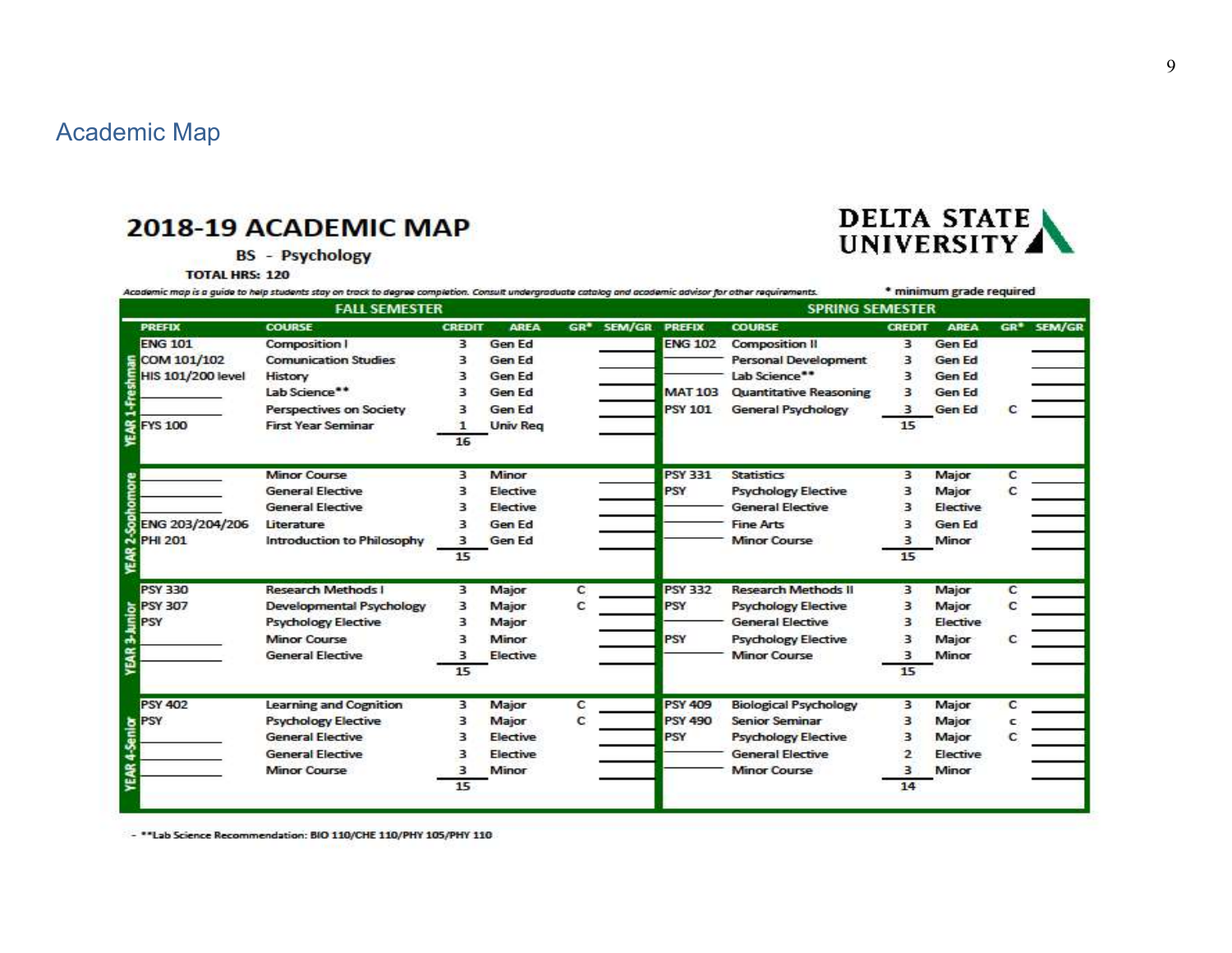## Academic Map

# 2018-19 ACADEMIC MAP

**BS - Psychology**

**TOTAL HRS: 120**

DELTA STATE UNIVERSITY

*Academic map is a guide to help students stay on track to degree completion. Consult undergraduate catalog and academic advisor for other requirements.*

\* minimum grade required

| | FALL SEMESTER | | | | | | SPRING SEMESTER | | | | | |
|---|---|---|---|---|---|---|---|---|---|---|---|---|
| | PREFIX | COURSE | CREDIT | AREA | GR* | SEM/GR | PREFIX | COURSE | CREDIT | AREA | GR* | SEM/GR |
| YEAR 1-Freshman | ENG 101 | Composition I | 3 | Gen Ed | | | ENG 102 | Composition II | 3 | Gen Ed | | |
| | COM 101/102 | Comunication Studies | 3 | Gen Ed | | | | Personal Development | 3 | Gen Ed | | |
| | HIS 101/200 level | History | 3 | Gen Ed | | | | Lab Science** | 3 | Gen Ed | | |
| | | Lab Science** | 3 | Gen Ed | | | MAT 103 | Quantitative Reasoning | 3 | Gen Ed | | |
| | | Perspectives on Society | 3 | Gen Ed | | | PSY 101 | General Psychology | 3 | Gen Ed | C | |
| | FYS 100 | First Year Seminar | 1 | Univ Req | | | | | 15 | | | |
| | | | 16 | | | | | | | | | |
| YEAR 2-Sophomore | | Minor Course | 3 | Minor | | | PSY 331 | Statistics | 3 | Major | C | |
| | | General Elective | 3 | Elective | | | PSY | Psychology Elective | 3 | Major | C | |
| | | General Elective | 3 | Elective | | | | General Elective | 3 | Elective | | |
| | ENG 203/204/206 | Literature | 3 | Gen Ed | | | | Fine Arts | 3 | Gen Ed | | |
| | PHI 201 | Introduction to Philosophy | 3 | Gen Ed | | | | Minor Course | 3 | Minor | | |
| | | | 15 | | | | | | 15 | | | |
| YEAR 3-Junior | PSY 330 | Research Methods I | 3 | Major | C | | PSY 332 | Research Methods II | 3 | Major | C | |
| | PSY 307 | Developmental Psychology | 3 | Major | C | | PSY | Psychology Elective | 3 | Major | C | |
| | PSY | Psychology Elective | 3 | Major | | | | General Elective | 3 | Elective | | |
| | | Minor Course | 3 | Minor | | | PSY | Psychology Elective | 3 | Major | C | |
| | | General Elective | 3 | Elective | | | | Minor Course | 3 | Minor | | |
| | | | 15 | | | | | | 15 | | | |
| YEAR 4-Senior | PSY 402 | Learning and Cognition | 3 | Major | C | | PSY 409 | Biological Psychology | 3 | Major | C | |
| | PSY | Psychology Elective | 3 | Major | C | | PSY 490 | Senior Seminar | 3 | Major | c | |
| | | General Elective | 3 | Elective | | | PSY | Psychology Elective | 3 | Major | C | |
| | | General Elective | 3 | Elective | | | | General Elective | 2 | Elective | | |
| | | Minor Course | 3 | Minor | | | | Minor Course | 3 | Minor | | |
| | | | 15 | | | | | | 14 | | | |

- **Lab Science Recommendation: BIO 110/CHE 110/PHY 105/PHY 110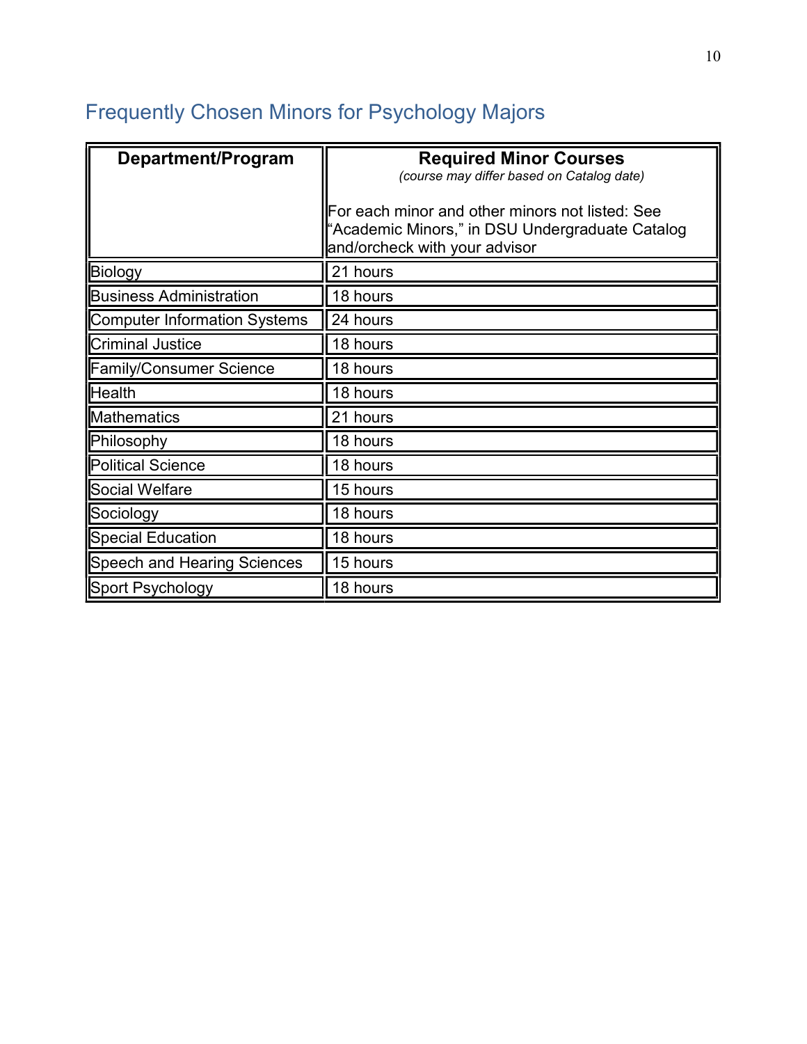## Frequently Chosen Minors for Psychology Majors

| **Department/Program** | **Required Minor Courses** *(course may differ based on Catalog date)* For each minor and other minors not listed: See "Academic Minors," in DSU Undergraduate Catalog and/orcheck with your advisor |
|---|---|
| Biology | 21 hours |
| Business Administration | 18 hours |
| Computer Information Systems | 24 hours |
| Criminal Justice | 18 hours |
| Family/Consumer Science | 18 hours |
| Health | 18 hours |
| Mathematics | 21 hours |
| Philosophy | 18 hours |
| Political Science | 18 hours |
| Social Welfare | 15 hours |
| Sociology | 18 hours |
| Special Education | 18 hours |
| Speech and Hearing Sciences | 15 hours |
| Sport Psychology | 18 hours |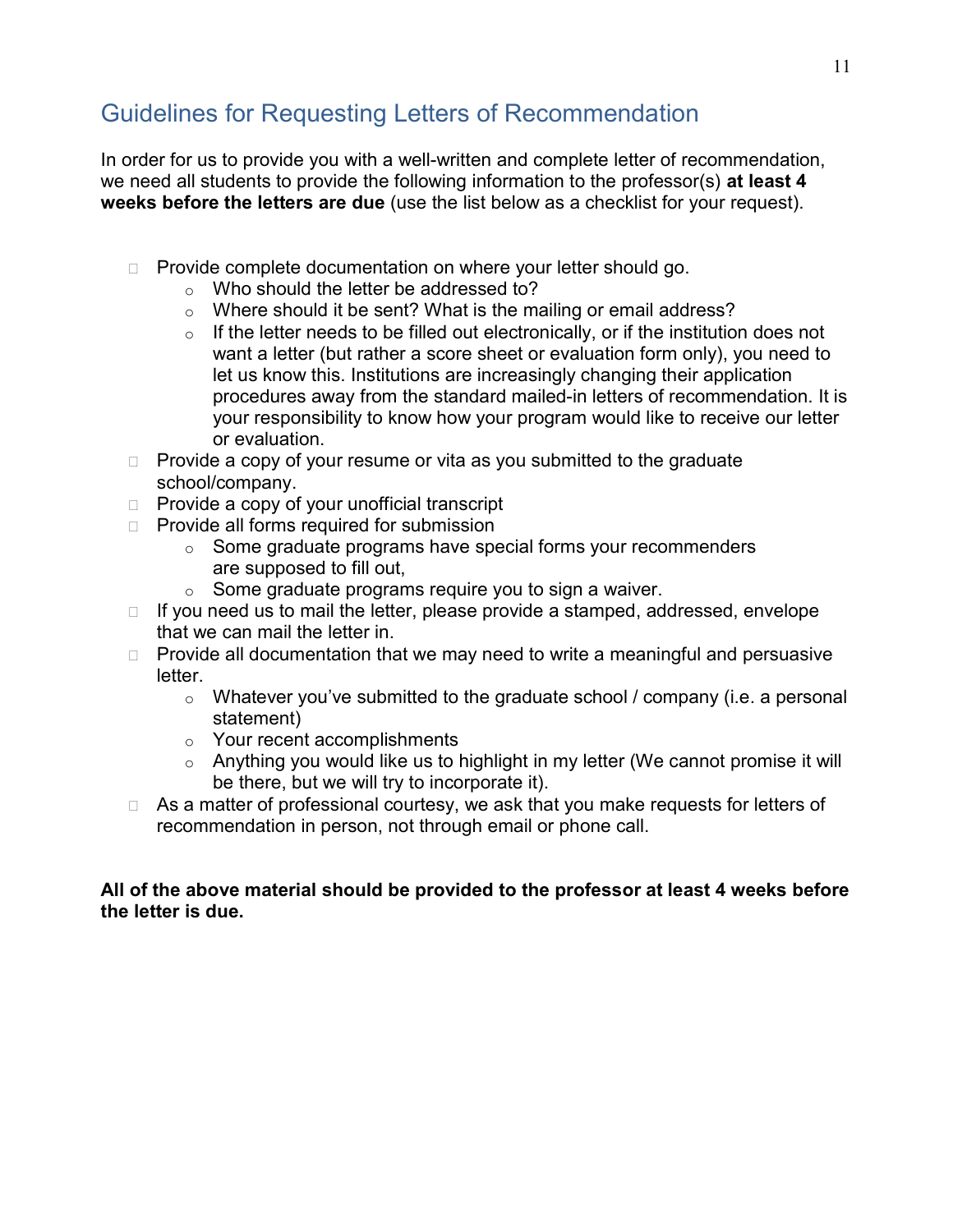## Guidelines for Requesting Letters of Recommendation

In order for us to provide you with a well-written and complete letter of recommendation, we need all students to provide the following information to the professor(s) **at least 4 weeks before the letters are due** (use the list below as a checklist for your request).

- Provide complete documentation on where your letter should go.
  - Who should the letter be addressed to?
  - Where should it be sent? What is the mailing or email address?
  - If the letter needs to be filled out electronically, or if the institution does not want a letter (but rather a score sheet or evaluation form only), you need to let us know this. Institutions are increasingly changing their application procedures away from the standard mailed-in letters of recommendation. It is your responsibility to know how your program would like to receive our letter or evaluation.
- Provide a copy of your resume or vita as you submitted to the graduate school/company.
- Provide a copy of your unofficial transcript
- Provide all forms required for submission
  - Some graduate programs have special forms your recommenders are supposed to fill out,
  - Some graduate programs require you to sign a waiver.
- If you need us to mail the letter, please provide a stamped, addressed, envelope that we can mail the letter in.
- Provide all documentation that we may need to write a meaningful and persuasive letter.
  - Whatever you've submitted to the graduate school / company (i.e. a personal statement)
  - Your recent accomplishments
  - Anything you would like us to highlight in my letter (We cannot promise it will be there, but we will try to incorporate it).
- As a matter of professional courtesy, we ask that you make requests for letters of recommendation in person, not through email or phone call.

**All of the above material should be provided to the professor at least 4 weeks before the letter is due.**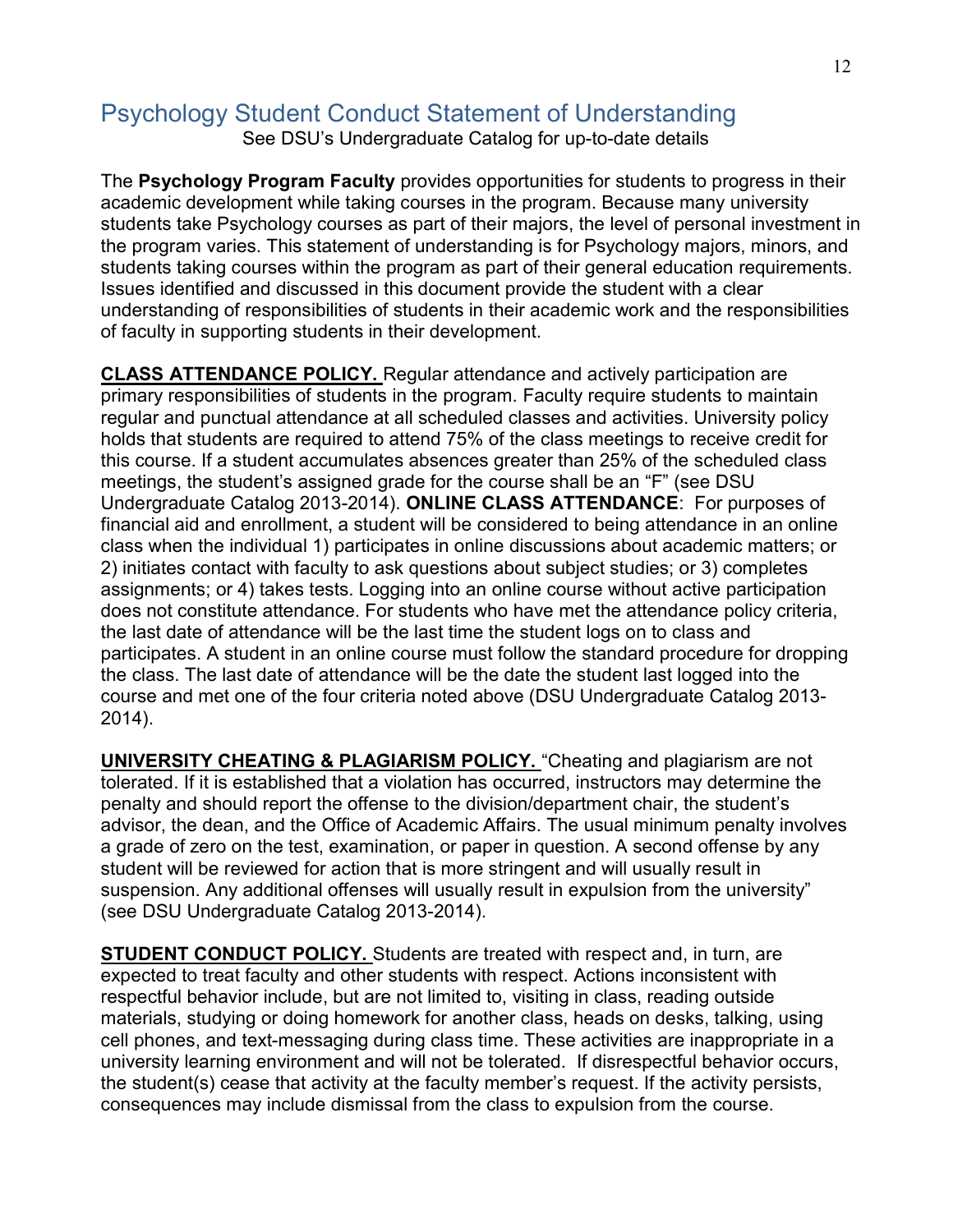# Psychology Student Conduct Statement of Understanding

See DSU's Undergraduate Catalog for up-to-date details

The **Psychology Program Faculty** provides opportunities for students to progress in their academic development while taking courses in the program. Because many university students take Psychology courses as part of their majors, the level of personal investment in the program varies. This statement of understanding is for Psychology majors, minors, and students taking courses within the program as part of their general education requirements. Issues identified and discussed in this document provide the student with a clear understanding of responsibilities of students in their academic work and the responsibilities of faculty in supporting students in their development.

**CLASS ATTENDANCE POLICY.** Regular attendance and actively participation are primary responsibilities of students in the program. Faculty require students to maintain regular and punctual attendance at all scheduled classes and activities. University policy holds that students are required to attend 75% of the class meetings to receive credit for this course. If a student accumulates absences greater than 25% of the scheduled class meetings, the student's assigned grade for the course shall be an "F" (see DSU Undergraduate Catalog 2013-2014). **ONLINE CLASS ATTENDANCE**: For purposes of financial aid and enrollment, a student will be considered to being attendance in an online class when the individual 1) participates in online discussions about academic matters; or 2) initiates contact with faculty to ask questions about subject studies; or 3) completes assignments; or 4) takes tests. Logging into an online course without active participation does not constitute attendance. For students who have met the attendance policy criteria, the last date of attendance will be the last time the student logs on to class and participates. A student in an online course must follow the standard procedure for dropping the class. The last date of attendance will be the date the student last logged into the course and met one of the four criteria noted above (DSU Undergraduate Catalog 2013-2014).

**UNIVERSITY CHEATING & PLAGIARISM POLICY.** "Cheating and plagiarism are not tolerated. If it is established that a violation has occurred, instructors may determine the penalty and should report the offense to the division/department chair, the student's advisor, the dean, and the Office of Academic Affairs. The usual minimum penalty involves a grade of zero on the test, examination, or paper in question. A second offense by any student will be reviewed for action that is more stringent and will usually result in suspension. Any additional offenses will usually result in expulsion from the university" (see DSU Undergraduate Catalog 2013-2014).

**STUDENT CONDUCT POLICY.** Students are treated with respect and, in turn, are expected to treat faculty and other students with respect. Actions inconsistent with respectful behavior include, but are not limited to, visiting in class, reading outside materials, studying or doing homework for another class, heads on desks, talking, using cell phones, and text-messaging during class time. These activities are inappropriate in a university learning environment and will not be tolerated. If disrespectful behavior occurs, the student(s) cease that activity at the faculty member's request. If the activity persists, consequences may include dismissal from the class to expulsion from the course.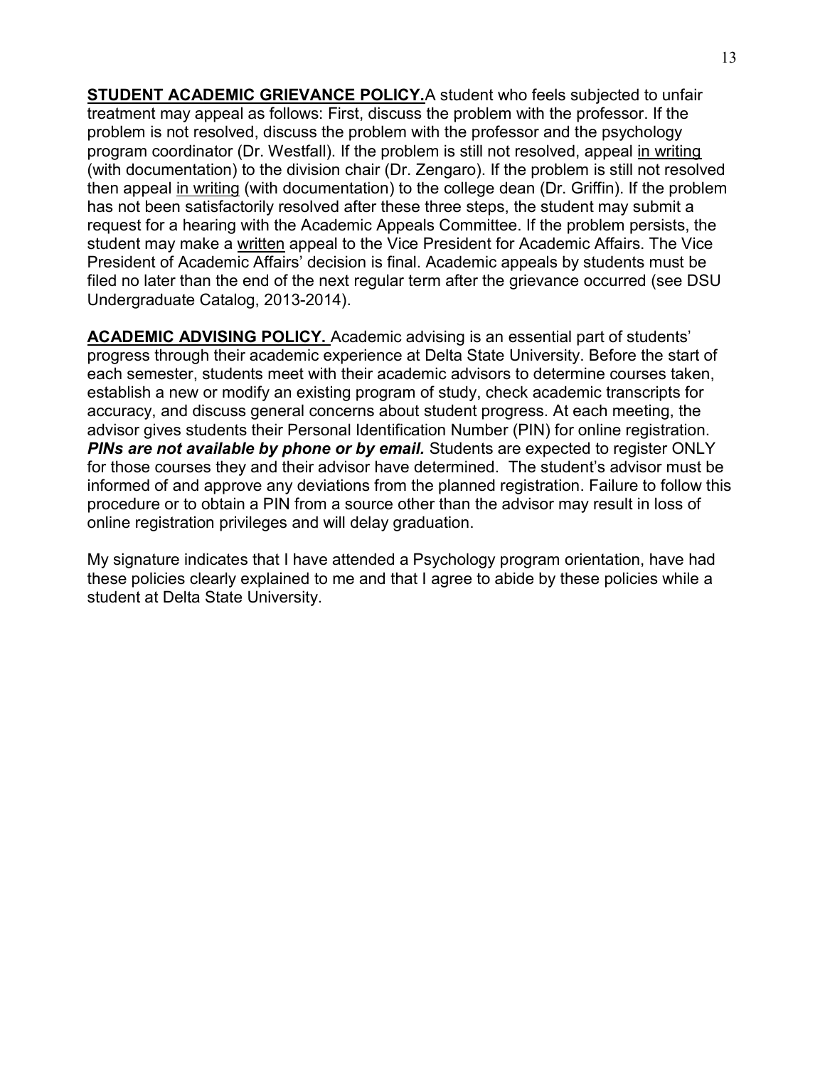**STUDENT ACADEMIC GRIEVANCE POLICY.**A student who feels subjected to unfair treatment may appeal as follows: First, discuss the problem with the professor. If the problem is not resolved, discuss the problem with the professor and the psychology program coordinator (Dr. Westfall). If the problem is still not resolved, appeal in writing (with documentation) to the division chair (Dr. Zengaro). If the problem is still not resolved then appeal in writing (with documentation) to the college dean (Dr. Griffin). If the problem has not been satisfactorily resolved after these three steps, the student may submit a request for a hearing with the Academic Appeals Committee. If the problem persists, the student may make a written appeal to the Vice President for Academic Affairs. The Vice President of Academic Affairs' decision is final. Academic appeals by students must be filed no later than the end of the next regular term after the grievance occurred (see DSU Undergraduate Catalog, 2013-2014).

**ACADEMIC ADVISING POLICY.** Academic advising is an essential part of students' progress through their academic experience at Delta State University. Before the start of each semester, students meet with their academic advisors to determine courses taken, establish a new or modify an existing program of study, check academic transcripts for accuracy, and discuss general concerns about student progress. At each meeting, the advisor gives students their Personal Identification Number (PIN) for online registration. ***PINs are not available by phone or by email.*** Students are expected to register ONLY for those courses they and their advisor have determined. The student's advisor must be informed of and approve any deviations from the planned registration. Failure to follow this procedure or to obtain a PIN from a source other than the advisor may result in loss of online registration privileges and will delay graduation.

My signature indicates that I have attended a Psychology program orientation, have had these policies clearly explained to me and that I agree to abide by these policies while a student at Delta State University.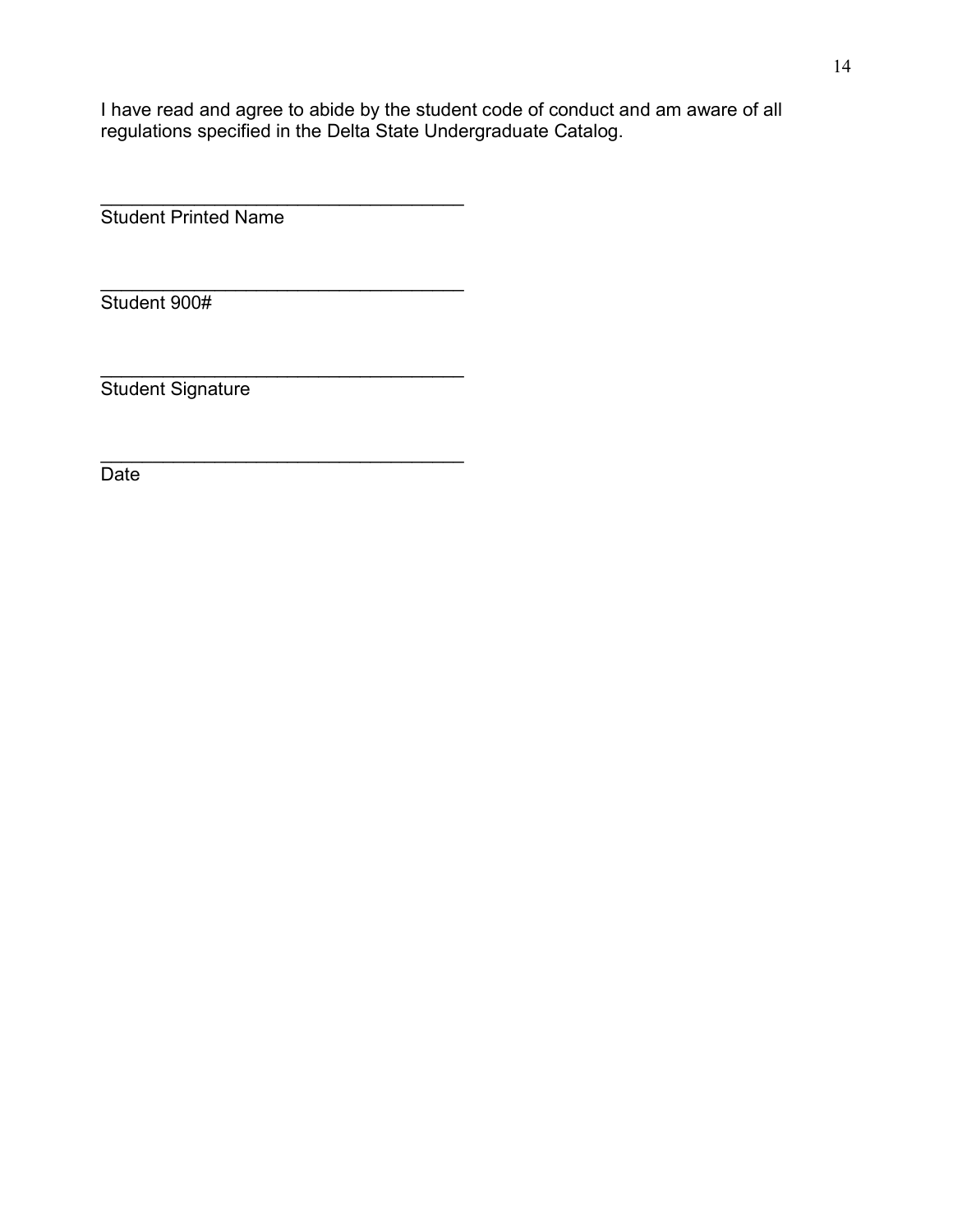I have read and agree to abide by the student code of conduct and am aware of all regulations specified in the Delta State Undergraduate Catalog.

___________________________________
Student Printed Name

___________________________________
Student 900#

___________________________________
Student Signature

___________________________________
Date